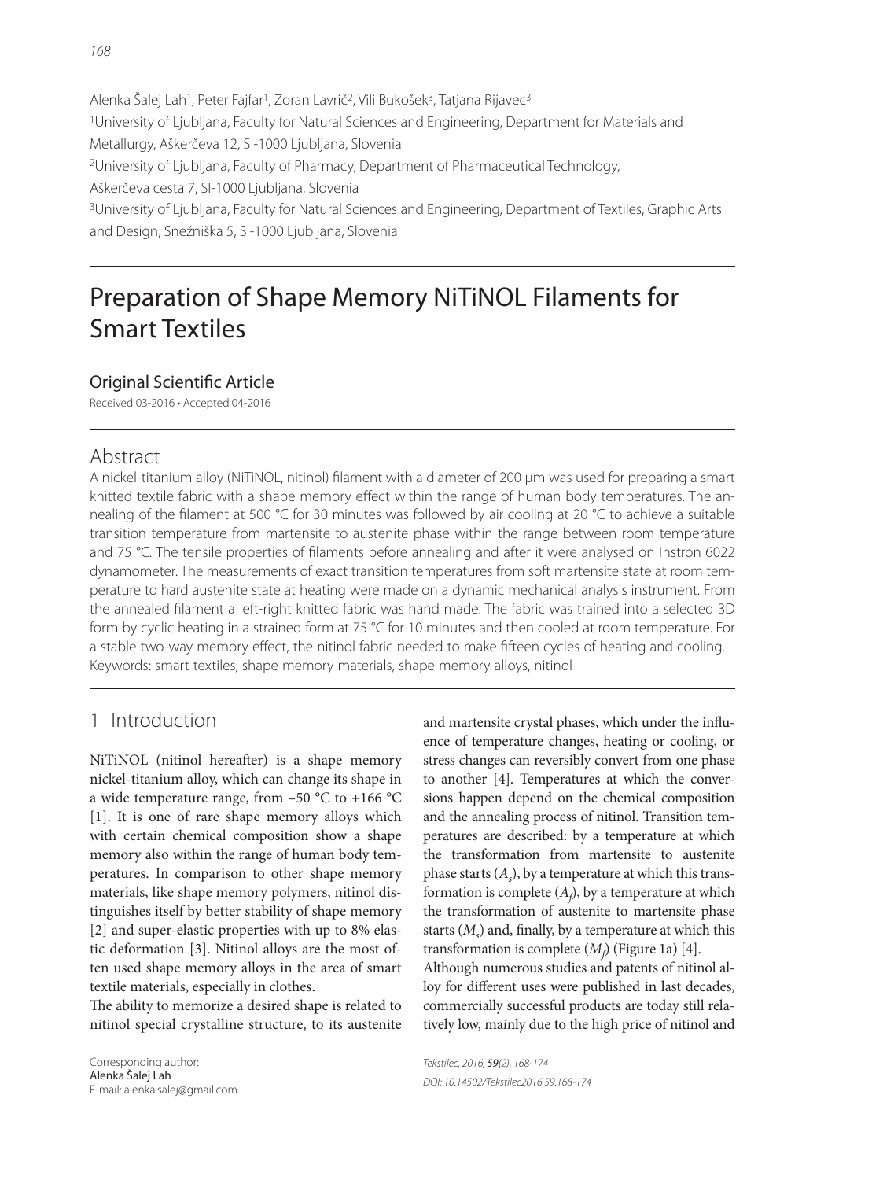Alenka Šalej Lah[1], Peter Fajfar[1], Zoran Lavrič[2], Vili Bukošek[3], Tatjana Rijavec[3]

[1]University of Ljubljana, Faculty for Natural Sciences and Engineering, Department for Materials and Metallurgy, Aškerčeva 12, SI-1000 Ljubljana, Slovenia

[2]University of Ljubljana, Faculty of Pharmacy, Department of Pharmaceutical Technology, Aškerčeva cesta 7, SI-1000 Ljubljana, Slovenia

[3]University of Ljubljana, Faculty for Natural Sciences and Engineering, Department of Textiles, Graphic Arts and Design, Snežniška 5, SI-1000 Ljubljana, Slovenia

# Preparation of Shape Memory NiTiNOL Filaments for Smart Textiles

## Original Scientific Article

Received 03-2016 • Accepted 04-2016

## Abstract

A nickel-titanium alloy (NiTiNOL, nitinol) filament with a diameter of 200 µm was used for preparing a smart knitted textile fabric with a shape memory effect within the range of human body temperatures. The annealing of the filament at 500 °C for 30 minutes was followed by air cooling at 20 °C to achieve a suitable transition temperature from martensite to austenite phase within the range between room temperature and 75 °C. The tensile properties of filaments before annealing and after it were analysed on Instron 6022 dynamometer. The measurements of exact transition temperatures from soft martensite state at room temperature to hard austenite state at heating were made on a dynamic mechanical analysis instrument. From the annealed filament a left-right knitted fabric was hand made. The fabric was trained into a selected 3D form by cyclic heating in a strained form at 75 °C for 10 minutes and then cooled at room temperature. For a stable two-way memory effect, the nitinol fabric needed to make fifteen cycles of heating and cooling.

Keywords: smart textiles, shape memory materials, shape memory alloys, nitinol

## 1 Introduction

NiTiNOL (nitinol hereafter) is a shape memory nickel-titanium alloy, which can change its shape in a wide temperature range, from −50 °C to +166 °C [1]. It is one of rare shape memory alloys which with certain chemical composition show a shape memory also within the range of human body temperatures. In comparison to other shape memory materials, like shape memory polymers, nitinol distinguishes itself by better stability of shape memory [2] and super-elastic properties with up to 8% elastic deformation [3]. Nitinol alloys are the most often used shape memory alloys in the area of smart textile materials, especially in clothes.

The ability to memorize a desired shape is related to nitinol special crystalline structure, to its austenite and martensite crystal phases, which under the influence of temperature changes, heating or cooling, or stress changes can reversibly convert from one phase to another [4]. Temperatures at which the conversions happen depend on the chemical composition and the annealing process of nitinol. Transition temperatures are described: by a temperature at which the transformation from martensite to austenite phase starts ($A_s$), by a temperature at which this transformation is complete ($A_f$), by a temperature at which the transformation of austenite to martensite phase starts ($M_s$) and, finally, by a temperature at which this transformation is complete ($M_f$) (Figure 1a) [4].

Although numerous studies and patents of nitinol alloy for different uses were published in last decades, commercially successful products are today still relatively low, mainly due to the high price of nitinol and

Corresponding author:
Alenka Šalej Lah
E-mail: alenka.salej@gmail.com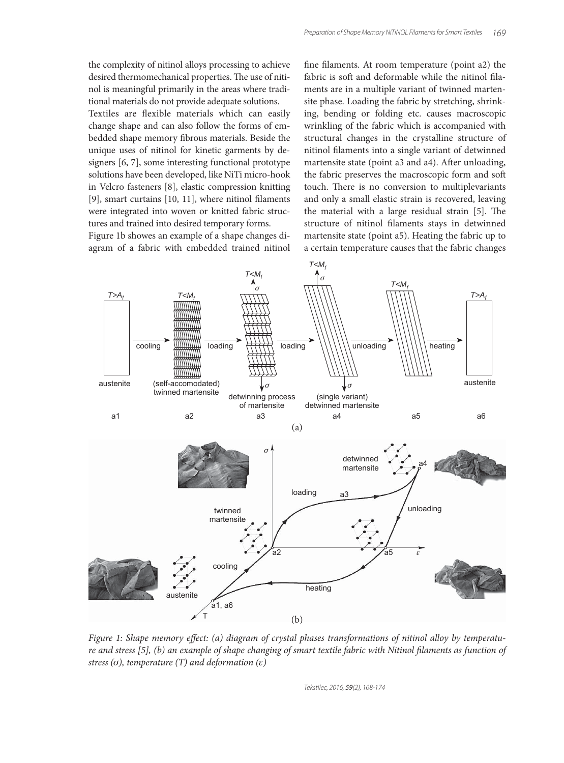the complexity of nitinol alloys processing to achieve desired thermomechanical properties. The use of nitinol is meaningful primarily in the areas where traditional materials do not provide adequate solutions.

Textiles are flexible materials which can easily change shape and can also follow the forms of embedded shape memory fibrous materials. Beside the unique uses of nitinol for kinetic garments by designers [6, 7], some interesting functional prototype solutions have been developed, like NiTi micro-hook in Velcro fasteners [8], elastic compression knitting [9], smart curtains [10, 11], where nitinol filaments were integrated into woven or knitted fabric structures and trained into desired temporary forms.

Figure 1b showes an example of a shape changes diagram of a fabric with embedded trained nitinol fine filaments. At room temperature (point a2) the fabric is soft and deformable while the nitinol filaments are in a multiple variant of twinned martensite phase. Loading the fabric by stretching, shrinking, bending or folding etc. causes macroscopic wrinkling of the fabric which is accompanied with structural changes in the crystalline structure of nitinol filaments into a single variant of detwinned martensite state (point a3 and a4). After unloading, the fabric preserves the macroscopic form and soft touch. There is no conversion to multiplevariants and only a small elastic strain is recovered, leaving the material with a large residual strain [5]. The structure of nitinol filaments stays in detwinned martensite state (point a5). Heating the fabric up to a certain temperature causes that the fabric changes

*Figure 1: Shape memory effect: (a) diagram of crystal phases transformations of nitinol alloy by temperature and stress [5], (b) an example of shape changing of smart textile fabric with Nitinol filaments as function of stress (σ), temperature (T) and deformation (ε)*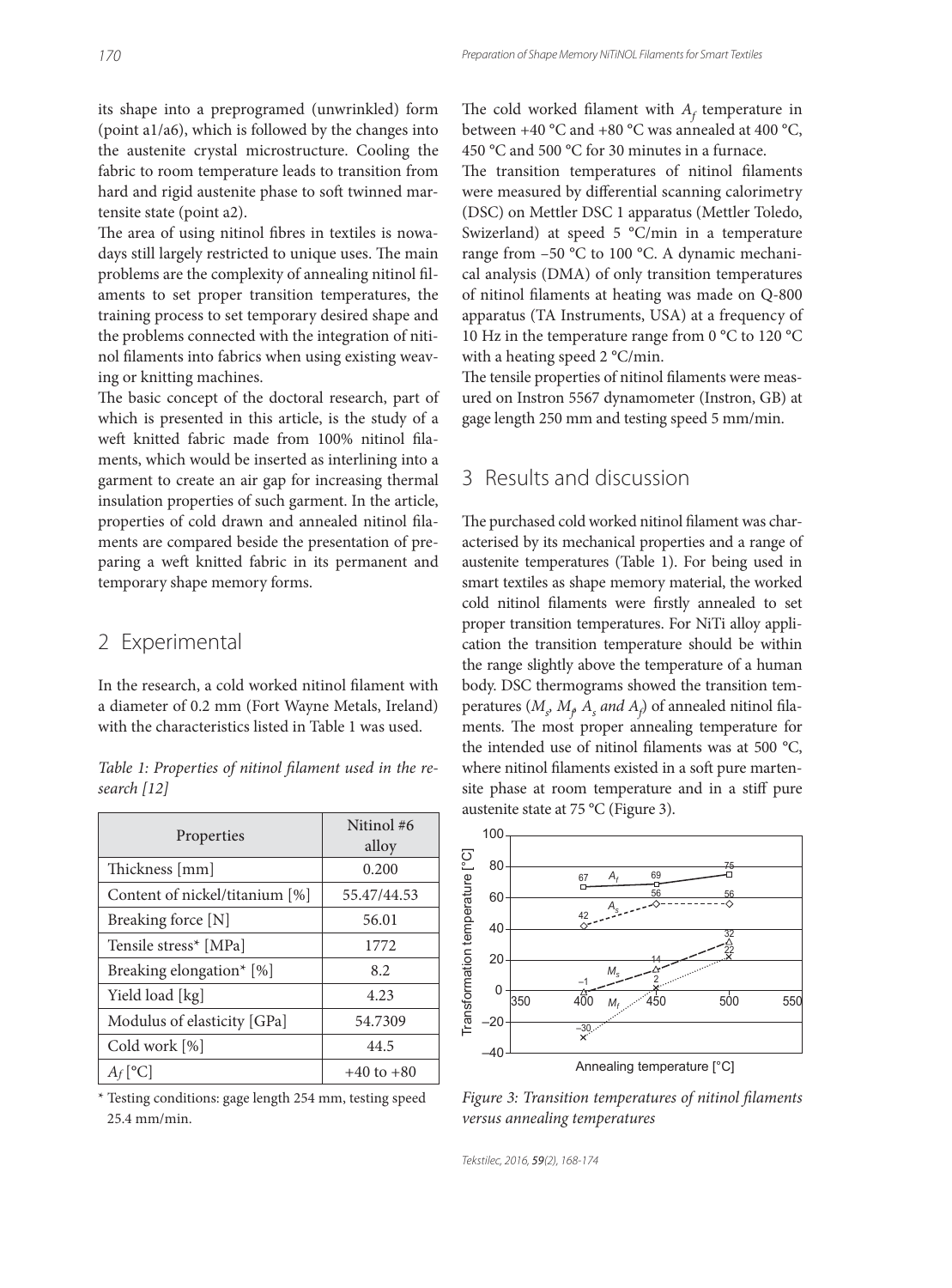its shape into a preprogramed (unwrinkled) form (point a1/a6), which is followed by the changes into the austenite crystal microstructure. Cooling the fabric to room temperature leads to transition from hard and rigid austenite phase to soft twinned martensite state (point a2).

The area of using nitinol fibres in textiles is nowadays still largely restricted to unique uses. The main problems are the complexity of annealing nitinol filaments to set proper transition temperatures, the training process to set temporary desired shape and the problems connected with the integration of nitinol filaments into fabrics when using existing weaving or knitting machines.

The basic concept of the doctoral research, part of which is presented in this article, is the study of a weft knitted fabric made from 100% nitinol filaments, which would be inserted as interlining into a garment to create an air gap for increasing thermal insulation properties of such garment. In the article, properties of cold drawn and annealed nitinol filaments are compared beside the presentation of preparing a weft knitted fabric in its permanent and temporary shape memory forms.

## 2 Experimental

In the research, a cold worked nitinol filament with a diameter of 0.2 mm (Fort Wayne Metals, Ireland) with the characteristics listed in Table 1 was used.

*Table 1: Properties of nitinol filament used in the research [12]*

| Properties | Nitinol #6 alloy |
|---|---|
| Thickness [mm] | 0.200 |
| Content of nickel/titanium [%] | 55.47/44.53 |
| Breaking force [N] | 56.01 |
| Tensile stress* [MPa] | 1772 |
| Breaking elongation* [%] | 8.2 |
| Yield load [kg] | 4.23 |
| Modulus of elasticity [GPa] | 54.7309 |
| Cold work [%] | 44.5 |
| $A_f$ [°C] | +40 to +80 |

\* Testing conditions: gage length 254 mm, testing speed 25.4 mm/min.

The cold worked filament with $A_f$ temperature in between +40 °C and +80 °C was annealed at 400 °C, 450 °C and 500 °C for 30 minutes in a furnace.

The transition temperatures of nitinol filaments were measured by differential scanning calorimetry (DSC) on Mettler DSC 1 apparatus (Mettler Toledo, Swizerland) at speed 5 °C/min in a temperature range from −50 °C to 100 °C. A dynamic mechanical analysis (DMA) of only transition temperatures of nitinol filaments at heating was made on Q-800 apparatus (TA Instruments, USA) at a frequency of 10 Hz in the temperature range from 0 °C to 120 °C with a heating speed 2 °C/min.

The tensile properties of nitinol filaments were measured on Instron 5567 dynamometer (Instron, GB) at gage length 250 mm and testing speed 5 mm/min.

## 3 Results and discussion

The purchased cold worked nitinol filament was characterised by its mechanical properties and a range of austenite temperatures (Table 1). For being used in smart textiles as shape memory material, the worked cold nitinol filaments were firstly annealed to set proper transition temperatures. For NiTi alloy application the transition temperature should be within the range slightly above the temperature of a human body. DSC thermograms showed the transition temperatures ($M_s$, $M_f$, $A_s$ *and* $A_f$) of annealed nitinol filaments. The most proper annealing temperature for the intended use of nitinol filaments was at 500 °C, where nitinol filaments existed in a soft pure martensite phase at room temperature and in a stiff pure austenite state at 75 °C (Figure 3).

*Figure 3: Transition temperatures of nitinol filaments versus annealing temperatures*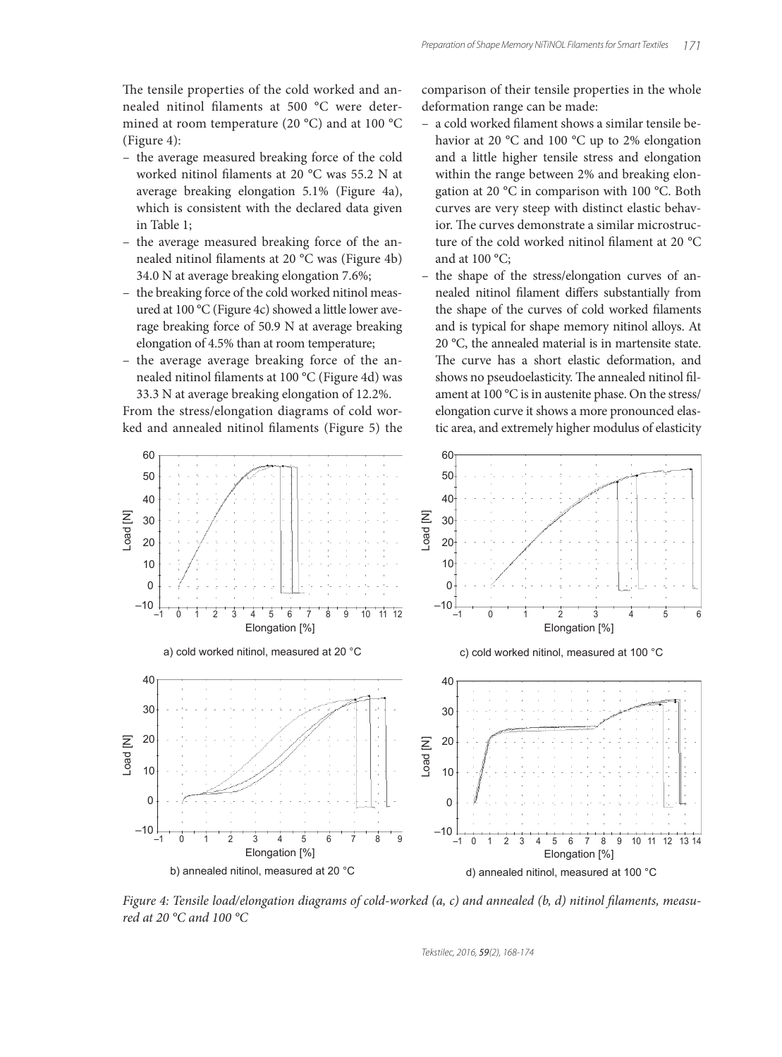The tensile properties of the cold worked and annealed nitinol filaments at 500 °C were determined at room temperature (20 °C) and at 100 °C (Figure 4):

- the average measured breaking force of the cold worked nitinol filaments at 20 °C was 55.2 N at average breaking elongation 5.1% (Figure 4a), which is consistent with the declared data given in Table 1;
- the average measured breaking force of the annealed nitinol filaments at 20 °C was (Figure 4b) 34.0 N at average breaking elongation 7.6%;
- the breaking force of the cold worked nitinol measured at 100 °C (Figure 4c) showed a little lower average breaking force of 50.9 N at average breaking elongation of 4.5% than at room temperature;
- the average average breaking force of the annealed nitinol filaments at 100 °C (Figure 4d) was 33.3 N at average breaking elongation of 12.2%.

From the stress/elongation diagrams of cold worked and annealed nitinol filaments (Figure 5) the comparison of their tensile properties in the whole deformation range can be made:

- a cold worked filament shows a similar tensile behavior at 20 °C and 100 °C up to 2% elongation and a little higher tensile stress and elongation within the range between 2% and breaking elongation at 20 °C in comparison with 100 °C. Both curves are very steep with distinct elastic behavior. The curves demonstrate a similar microstructure of the cold worked nitinol filament at 20 °C and at 100 °C;
- the shape of the stress/elongation curves of annealed nitinol filament differs substantially from the shape of the curves of cold worked filaments and is typical for shape memory nitinol alloys. At 20 °C, the annealed material is in martensite state. The curve has a short elastic deformation, and shows no pseudoelasticity. The annealed nitinol filament at 100 °C is in austenite phase. On the stress/elongation curve it shows a more pronounced elastic area, and extremely higher modulus of elasticity

a) cold worked nitinol, measured at 20 °C

c) cold worked nitinol, measured at 100 °C

b) annealed nitinol, measured at 20 °C

d) annealed nitinol, measured at 100 °C

*Figure 4: Tensile load/elongation diagrams of cold-worked (a, c) and annealed (b, d) nitinol filaments, measured at 20 °C and 100 °C*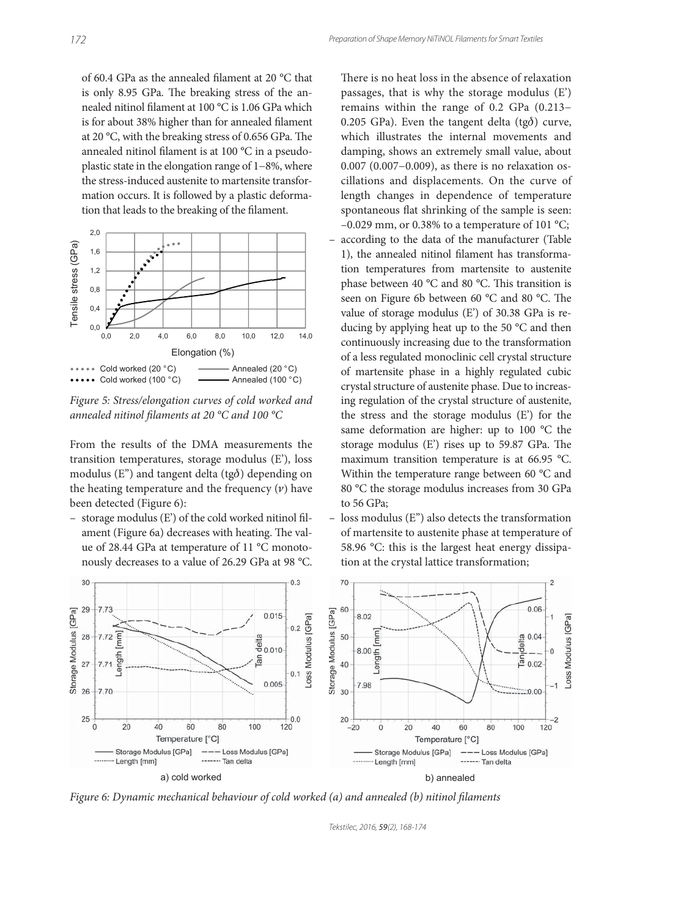of 60.4 GPa as the annealed filament at 20 °C that is only 8.95 GPa. The breaking stress of the annealed nitinol filament at 100 °C is 1.06 GPa which is for about 38% higher than for annealed filament at 20 °C, with the breaking stress of 0.656 GPa. The annealed nitinol filament is at 100 °C in a pseudoplastic state in the elongation range of 1–8%, where the stress-induced austenite to martensite transformation occurs. It is followed by a plastic deformation that leads to the breaking of the filament.

*Figure 5: Stress/elongation curves of cold worked and annealed nitinol filaments at 20 °C and 100 °C*

From the results of the DMA measurements the transition temperatures, storage modulus (E'), loss modulus (E") and tangent delta (tgδ) depending on the heating temperature and the frequency ($\nu$) have been detected (Figure 6):

- storage modulus (E') of the cold worked nitinol filament (Figure 6a) decreases with heating. The value of 28.44 GPa at temperature of 11 °C monotonously decreases to a value of 26.29 GPa at 98 °C. There is no heat loss in the absence of relaxation passages, that is why the storage modulus (E') remains within the range of 0.2 GPa (0.213–0.205 GPa). Even the tangent delta (tgδ) curve, which illustrates the internal movements and damping, shows an extremely small value, about 0.007 (0.007–0.009), as there is no relaxation oscillations and displacements. On the curve of length changes in dependence of temperature spontaneous flat shrinking of the sample is seen: −0.029 mm, or 0.38% to a temperature of 101 °C;
- according to the data of the manufacturer (Table 1), the annealed nitinol filament has transformation temperatures from martensite to austenite phase between 40 °C and 80 °C. This transition is seen on Figure 6b between 60 °C and 80 °C. The value of storage modulus (E') of 30.38 GPa is reducing by applying heat up to the 50 °C and then continuously increasing due to the transformation of a less regulated monoclinic cell crystal structure of martensite phase in a highly regulated cubic crystal structure of austenite phase. Due to increasing regulation of the crystal structure of austenite, the stress and the storage modulus (E') for the same deformation are higher: up to 100 °C the storage modulus (E') rises up to 59.87 GPa. The maximum transition temperature is at 66.95 °C. Within the temperature range between 60 °C and 80 °C the storage modulus increases from 30 GPa to 56 GPa;
- loss modulus (E") also detects the transformation of martensite to austenite phase at temperature of 58.96 °C: this is the largest heat energy dissipation at the crystal lattice transformation;

*Figure 6: Dynamic mechanical behaviour of cold worked (a) and annealed (b) nitinol filaments*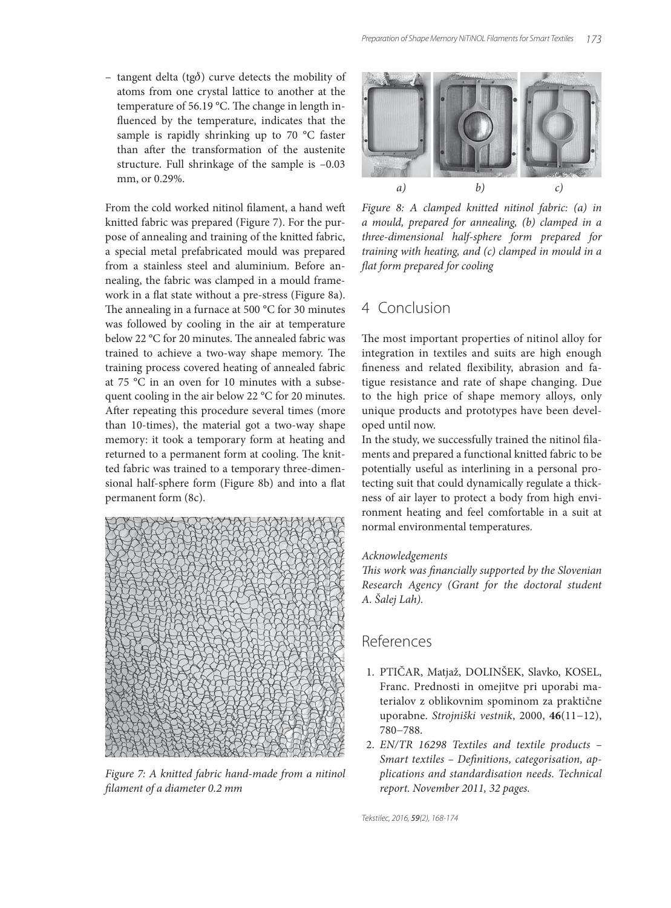– tangent delta (tgδ) curve detects the mobility of atoms from one crystal lattice to another at the temperature of 56.19 °C. The change in length influenced by the temperature, indicates that the sample is rapidly shrinking up to 70 °C faster than after the transformation of the austenite structure. Full shrinkage of the sample is –0.03 mm, or 0.29%.

From the cold worked nitinol filament, a hand weft knitted fabric was prepared (Figure 7). For the purpose of annealing and training of the knitted fabric, a special metal prefabricated mould was prepared from a stainless steel and aluminium. Before annealing, the fabric was clamped in a mould framework in a flat state without a pre-stress (Figure 8a). The annealing in a furnace at 500 °C for 30 minutes was followed by cooling in the air at temperature below 22 °C for 20 minutes. The annealed fabric was trained to achieve a two-way shape memory. The training process covered heating of annealed fabric at 75 °C in an oven for 10 minutes with a subsequent cooling in the air below 22 °C for 20 minutes. After repeating this procedure several times (more than 10-times), the material got a two-way shape memory: it took a temporary form at heating and returned to a permanent form at cooling. The knitted fabric was trained to a temporary three-dimensional half-sphere form (Figure 8b) and into a flat permanent form (8c).

*Figure 7: A knitted fabric hand-made from a nitinol filament of a diameter 0.2 mm*

*Figure 8: A clamped knitted nitinol fabric: (a) in a mould, prepared for annealing, (b) clamped in a three-dimensional half-sphere form prepared for training with heating, and (c) clamped in mould in a flat form prepared for cooling*

## 4 Conclusion

The most important properties of nitinol alloy for integration in textiles and suits are high enough fineness and related flexibility, abrasion and fatigue resistance and rate of shape changing. Due to the high price of shape memory alloys, only unique products and prototypes have been developed until now.

In the study, we successfully trained the nitinol filaments and prepared a functional knitted fabric to be potentially useful as interlining in a personal protecting suit that could dynamically regulate a thickness of air layer to protect a body from high environment heating and feel comfortable in a suit at normal environmental temperatures.

*Acknowledgements*

*This work was financially supported by the Slovenian Research Agency (Grant for the doctoral student A. Šalej Lah).*

## References

1. PTIČAR, Matjaž, DOLINŠEK, Slavko, KOSEL, Franc. Prednosti in omejitve pri uporabi materialov z oblikovnim spominom za praktične uporabne. *Strojniški vestnik*, 2000, **46**(11–12), 780–788.
2. *EN/TR 16298 Textiles and textile products – Smart textiles – Definitions, categorisation, applications and standardisation needs. Technical report. November 2011, 32 pages.*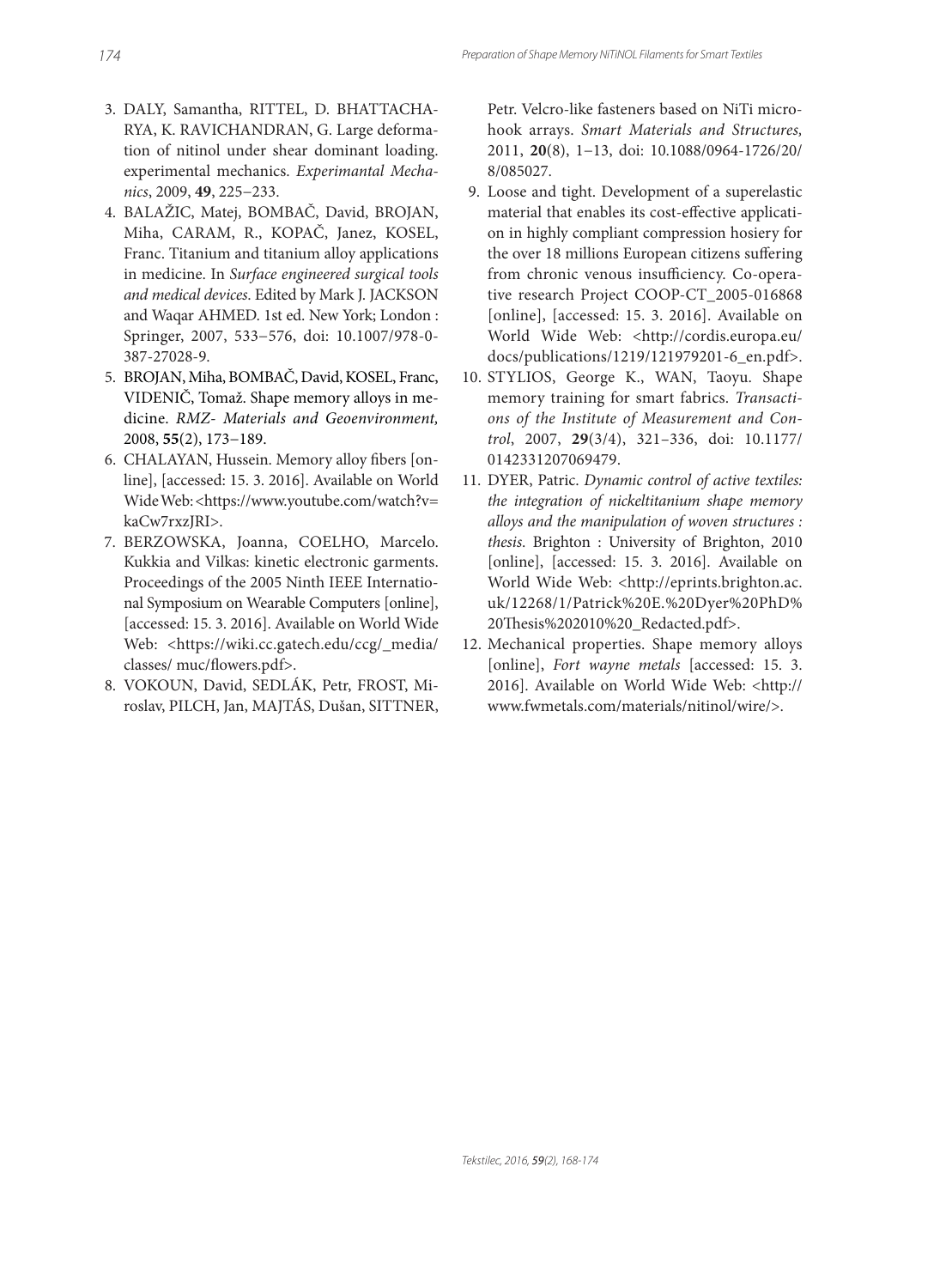3. DALY, Samantha, RITTEL, D. BHATTACHARYA, K. RAVICHANDRAN, G. Large deformation of nitinol under shear dominant loading. experimental mechanics. *Experimantal Mechanics*, 2009, **49**, 225–233.
4. BALAŽIC, Matej, BOMBAČ, David, BROJAN, Miha, CARAM, R., KOPAČ, Janez, KOSEL, Franc. Titanium and titanium alloy applications in medicine. In *Surface engineered surgical tools and medical devices*. Edited by Mark J. JACKSON and Waqar AHMED. 1st ed. New York; London : Springer, 2007, 533–576, doi: 10.1007/978-0-387-27028-9.
5. BROJAN, Miha, BOMBAČ, David, KOSEL, Franc, VIDENIČ, Tomaž. Shape memory alloys in medicine. *RMZ- Materials and Geoenvironment,* 2008, **55**(2), 173–189.
6. CHALAYAN, Hussein. Memory alloy fibers [online], [accessed: 15. 3. 2016]. Available on World Wide Web: <https://www.youtube.com/watch?v=kaCw7rxzJRI>.
7. BERZOWSKA, Joanna, COELHO, Marcelo. Kukkia and Vilkas: kinetic electronic garments. Proceedings of the 2005 Ninth IEEE International Symposium on Wearable Computers [online], [accessed: 15. 3. 2016]. Available on World Wide Web: <https://wiki.cc.gatech.edu/ccg/_media/classes/ muc/flowers.pdf>.
8. VOKOUN, David, SEDLÁK, Petr, FROST, Miroslav, PILCH, Jan, MAJTÁS, Dušan, SITTNER, Petr. Velcro-like fasteners based on NiTi microhook arrays. *Smart Materials and Structures,* 2011, **20**(8), 1–13, doi: 10.1088/0964-1726/20/8/085027.
9. Loose and tight. Development of a superelastic material that enables its cost-effective application in highly compliant compression hosiery for the over 18 millions European citizens suffering from chronic venous insufficiency. Co-operative research Project COOP-CT_2005-016868 [online], [accessed: 15. 3. 2016]. Available on World Wide Web: <http://cordis.europa.eu/docs/publications/1219/121979201-6_en.pdf>.
10. STYLIOS, George K., WAN, Taoyu. Shape memory training for smart fabrics. *Transactions of the Institute of Measurement and Control*, 2007, **29**(3/4), 321–336, doi: 10.1177/0142331207069479.
11. DYER, Patric. *Dynamic control of active textiles: the integration of nickeltitanium shape memory alloys and the manipulation of woven structures : thesis*. Brighton : University of Brighton, 2010 [online], [accessed: 15. 3. 2016]. Available on World Wide Web: <http://eprints.brighton.ac.uk/12268/1/Patrick%20E.%20Dyer%20PhD%20Thesis%202010%20_Redacted.pdf>.
12. Mechanical properties. Shape memory alloys [online], *Fort wayne metals* [accessed: 15. 3. 2016]. Available on World Wide Web: <http://www.fwmetals.com/materials/nitinol/wire/>.